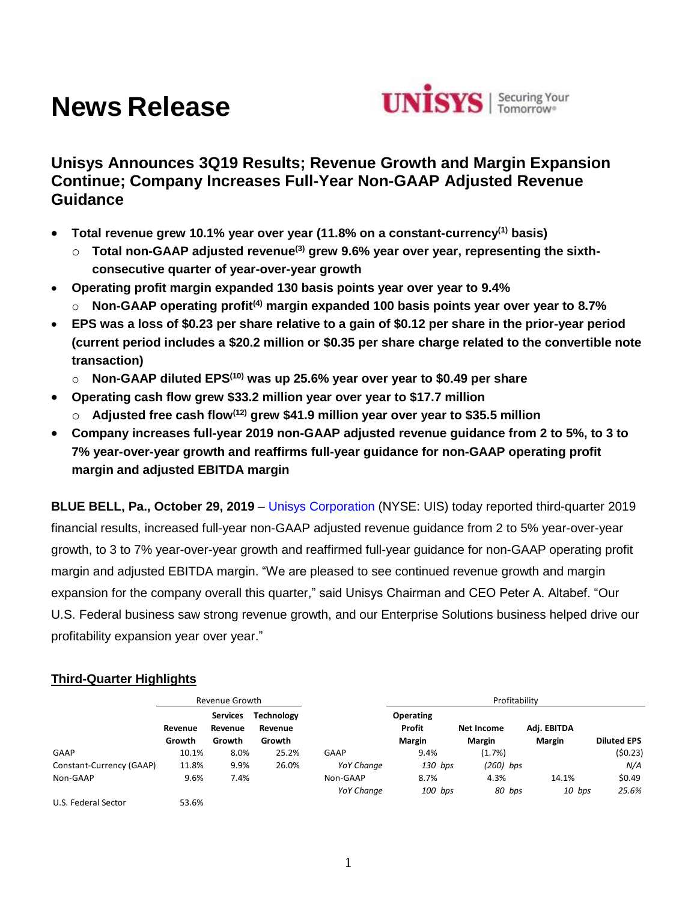# News Release

UNISYS | Securing Your Tomorrow

## Unisys Announces 3Q19 Results; Revenue Growth and Margin Expansion Continue; Company Increases Full-Year Non-GAAP Adjusted Revenue Guidance

- **Total revenue grew 10.1% year over year (11.8% on a constant-currency[1] basis)**
  - **Total non-GAAP adjusted revenue[3] grew 9.6% year over year, representing the sixth-consecutive quarter of year-over-year growth**
- **Operating profit margin expanded 130 basis points year over year to 9.4%**
  - **Non-GAAP operating profit[4] margin expanded 100 basis points year over year to 8.7%**
- **EPS was a loss of $0.23 per share relative to a gain of $0.12 per share in the prior-year period (current period includes a $20.2 million or $0.35 per share charge related to the convertible note transaction)**
  - **Non-GAAP diluted EPS[10] was up 25.6% year over year to $0.49 per share**
- **Operating cash flow grew $33.2 million year over year to $17.7 million**
  - **Adjusted free cash flow[12] grew $41.9 million year over year to $35.5 million**
- **Company increases full-year 2019 non-GAAP adjusted revenue guidance from 2 to 5%, to 3 to 7% year-over-year growth and reaffirms full-year guidance for non-GAAP operating profit margin and adjusted EBITDA margin**

**BLUE BELL, Pa., October 29, 2019** – Unisys Corporation (NYSE: UIS) today reported third-quarter 2019 financial results, increased full-year non-GAAP adjusted revenue guidance from 2 to 5% year-over-year growth, to 3 to 7% year-over-year growth and reaffirmed full-year guidance for non-GAAP operating profit margin and adjusted EBITDA margin. "We are pleased to see continued revenue growth and margin expansion for the company overall this quarter," said Unisys Chairman and CEO Peter A. Altabef. "Our U.S. Federal business saw strong revenue growth, and our Enterprise Solutions business helped drive our profitability expansion year over year."

### Third-Quarter Highlights

| | Revenue Growth | | |
|---|---|---|---|
| | Revenue Growth | Services Revenue Growth | Technology Revenue Growth |
| GAAP | 10.1% | 8.0% | 25.2% |
| Constant-Currency (GAAP) | 11.8% | 9.9% | 26.0% |
| Non-GAAP | 9.6% | 7.4% | |
| U.S. Federal Sector | 53.6% | | |

| | Profitability | | | |
|---|---|---|---|---|
| | Operating Profit Margin | Net Income Margin | Adj. EBITDA Margin | Diluted EPS |
| GAAP | 9.4% | (1.7%) | | ($0.23) |
| *YoY Change* | *130 bps* | *(260) bps* | | N/A |
| Non-GAAP | 8.7% | 4.3% | 14.1% | $0.49 |
| *YoY Change* | *100 bps* | *80 bps* | *10 bps* | *25.6%* |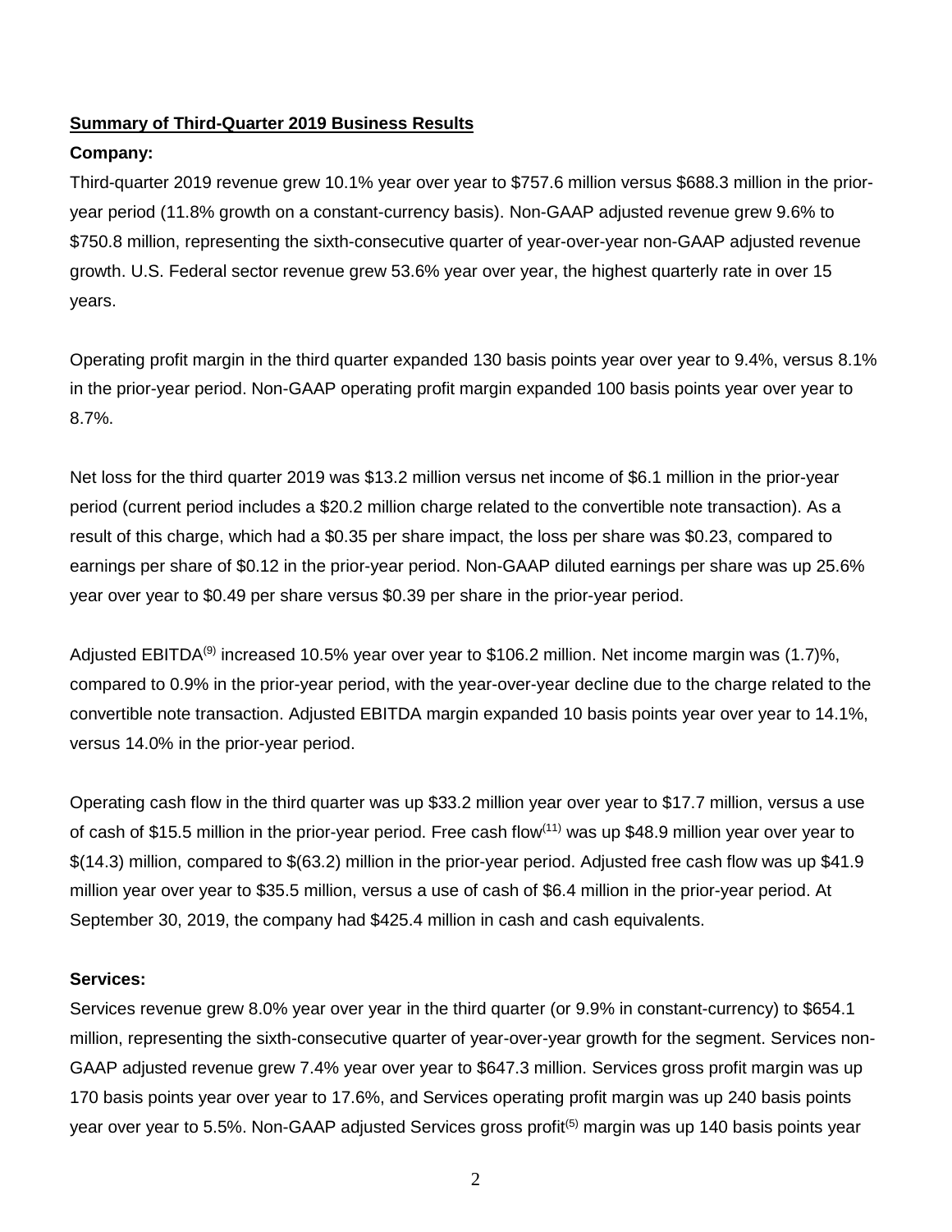**Summary of Third-Quarter 2019 Business Results**

**Company:**

Third-quarter 2019 revenue grew 10.1% year over year to $757.6 million versus $688.3 million in the prior-year period (11.8% growth on a constant-currency basis). Non-GAAP adjusted revenue grew 9.6% to $750.8 million, representing the sixth-consecutive quarter of year-over-year non-GAAP adjusted revenue growth. U.S. Federal sector revenue grew 53.6% year over year, the highest quarterly rate in over 15 years.

Operating profit margin in the third quarter expanded 130 basis points year over year to 9.4%, versus 8.1% in the prior-year period. Non-GAAP operating profit margin expanded 100 basis points year over year to 8.7%.

Net loss for the third quarter 2019 was $13.2 million versus net income of $6.1 million in the prior-year period (current period includes a $20.2 million charge related to the convertible note transaction). As a result of this charge, which had a $0.35 per share impact, the loss per share was $0.23, compared to earnings per share of $0.12 in the prior-year period. Non-GAAP diluted earnings per share was up 25.6% year over year to $0.49 per share versus $0.39 per share in the prior-year period.

Adjusted EBITDA[9] increased 10.5% year over year to $106.2 million. Net income margin was (1.7)%, compared to 0.9% in the prior-year period, with the year-over-year decline due to the charge related to the convertible note transaction. Adjusted EBITDA margin expanded 10 basis points year over year to 14.1%, versus 14.0% in the prior-year period.

Operating cash flow in the third quarter was up $33.2 million year over year to $17.7 million, versus a use of cash of $15.5 million in the prior-year period. Free cash flow[11] was up $48.9 million year over year to $(14.3) million, compared to $(63.2) million in the prior-year period. Adjusted free cash flow was up $41.9 million year over year to $35.5 million, versus a use of cash of $6.4 million in the prior-year period. At September 30, 2019, the company had $425.4 million in cash and cash equivalents.

**Services:**

Services revenue grew 8.0% year over year in the third quarter (or 9.9% in constant-currency) to $654.1 million, representing the sixth-consecutive quarter of year-over-year growth for the segment. Services non-GAAP adjusted revenue grew 7.4% year over year to $647.3 million. Services gross profit margin was up 170 basis points year over year to 17.6%, and Services operating profit margin was up 240 basis points year over year to 5.5%. Non-GAAP adjusted Services gross profit[5] margin was up 140 basis points year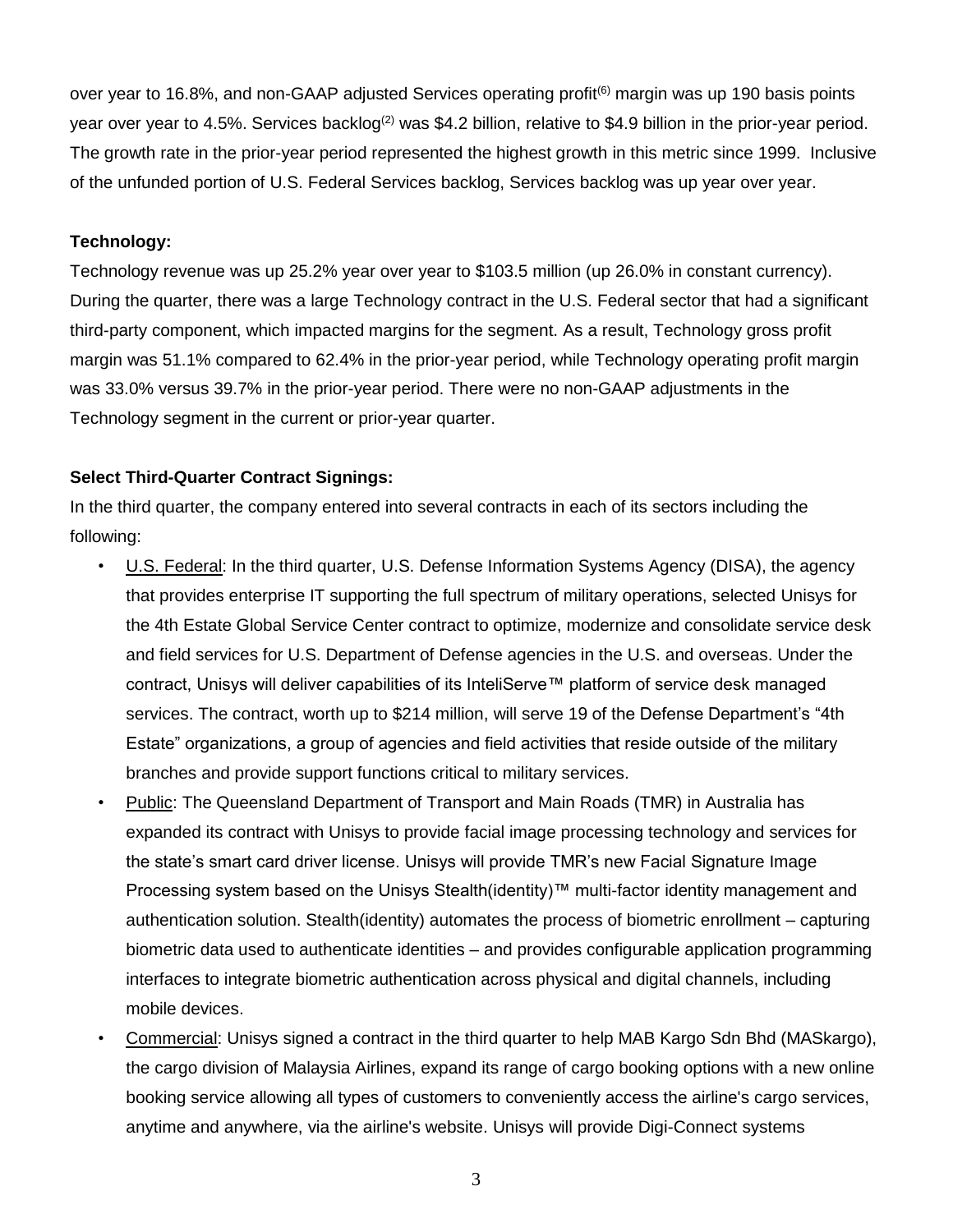over year to 16.8%, and non-GAAP adjusted Services operating profit[6] margin was up 190 basis points year over year to 4.5%. Services backlog[2] was $4.2 billion, relative to $4.9 billion in the prior-year period. The growth rate in the prior-year period represented the highest growth in this metric since 1999. Inclusive of the unfunded portion of U.S. Federal Services backlog, Services backlog was up year over year.

**Technology:**

Technology revenue was up 25.2% year over year to $103.5 million (up 26.0% in constant currency). During the quarter, there was a large Technology contract in the U.S. Federal sector that had a significant third-party component, which impacted margins for the segment. As a result, Technology gross profit margin was 51.1% compared to 62.4% in the prior-year period, while Technology operating profit margin was 33.0% versus 39.7% in the prior-year period. There were no non-GAAP adjustments in the Technology segment in the current or prior-year quarter.

**Select Third-Quarter Contract Signings:**

In the third quarter, the company entered into several contracts in each of its sectors including the following:

- U.S. Federal: In the third quarter, U.S. Defense Information Systems Agency (DISA), the agency that provides enterprise IT supporting the full spectrum of military operations, selected Unisys for the 4th Estate Global Service Center contract to optimize, modernize and consolidate service desk and field services for U.S. Department of Defense agencies in the U.S. and overseas. Under the contract, Unisys will deliver capabilities of its InteliServe™ platform of service desk managed services. The contract, worth up to $214 million, will serve 19 of the Defense Department's "4th Estate" organizations, a group of agencies and field activities that reside outside of the military branches and provide support functions critical to military services.
- Public: The Queensland Department of Transport and Main Roads (TMR) in Australia has expanded its contract with Unisys to provide facial image processing technology and services for the state's smart card driver license. Unisys will provide TMR's new Facial Signature Image Processing system based on the Unisys Stealth(identity)™ multi-factor identity management and authentication solution. Stealth(identity) automates the process of biometric enrollment – capturing biometric data used to authenticate identities – and provides configurable application programming interfaces to integrate biometric authentication across physical and digital channels, including mobile devices.
- Commercial: Unisys signed a contract in the third quarter to help MAB Kargo Sdn Bhd (MASkargo), the cargo division of Malaysia Airlines, expand its range of cargo booking options with a new online booking service allowing all types of customers to conveniently access the airline's cargo services, anytime and anywhere, via the airline's website. Unisys will provide Digi-Connect systems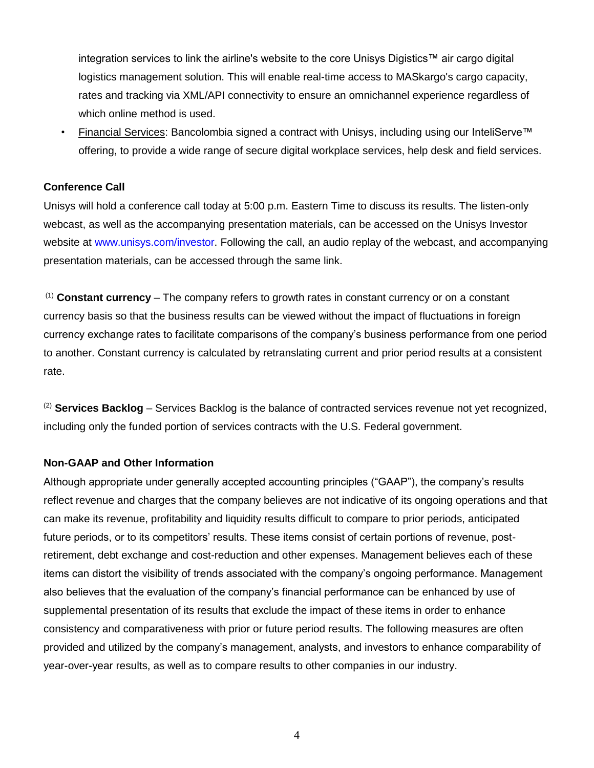integration services to link the airline's website to the core Unisys Digistics™ air cargo digital logistics management solution. This will enable real-time access to MASkargo's cargo capacity, rates and tracking via XML/API connectivity to ensure an omnichannel experience regardless of which online method is used.

- Financial Services: Bancolombia signed a contract with Unisys, including using our InteliServe™ offering, to provide a wide range of secure digital workplace services, help desk and field services.

**Conference Call**

Unisys will hold a conference call today at 5:00 p.m. Eastern Time to discuss its results. The listen-only webcast, as well as the accompanying presentation materials, can be accessed on the Unisys Investor website at www.unisys.com/investor. Following the call, an audio replay of the webcast, and accompanying presentation materials, can be accessed through the same link.

(1) **Constant currency** – The company refers to growth rates in constant currency or on a constant currency basis so that the business results can be viewed without the impact of fluctuations in foreign currency exchange rates to facilitate comparisons of the company's business performance from one period to another. Constant currency is calculated by retranslating current and prior period results at a consistent rate.

(2) **Services Backlog** – Services Backlog is the balance of contracted services revenue not yet recognized, including only the funded portion of services contracts with the U.S. Federal government.

**Non-GAAP and Other Information**

Although appropriate under generally accepted accounting principles ("GAAP"), the company's results reflect revenue and charges that the company believes are not indicative of its ongoing operations and that can make its revenue, profitability and liquidity results difficult to compare to prior periods, anticipated future periods, or to its competitors' results. These items consist of certain portions of revenue, post-retirement, debt exchange and cost-reduction and other expenses. Management believes each of these items can distort the visibility of trends associated with the company's ongoing performance. Management also believes that the evaluation of the company's financial performance can be enhanced by use of supplemental presentation of its results that exclude the impact of these items in order to enhance consistency and comparativeness with prior or future period results. The following measures are often provided and utilized by the company's management, analysts, and investors to enhance comparability of year-over-year results, as well as to compare results to other companies in our industry.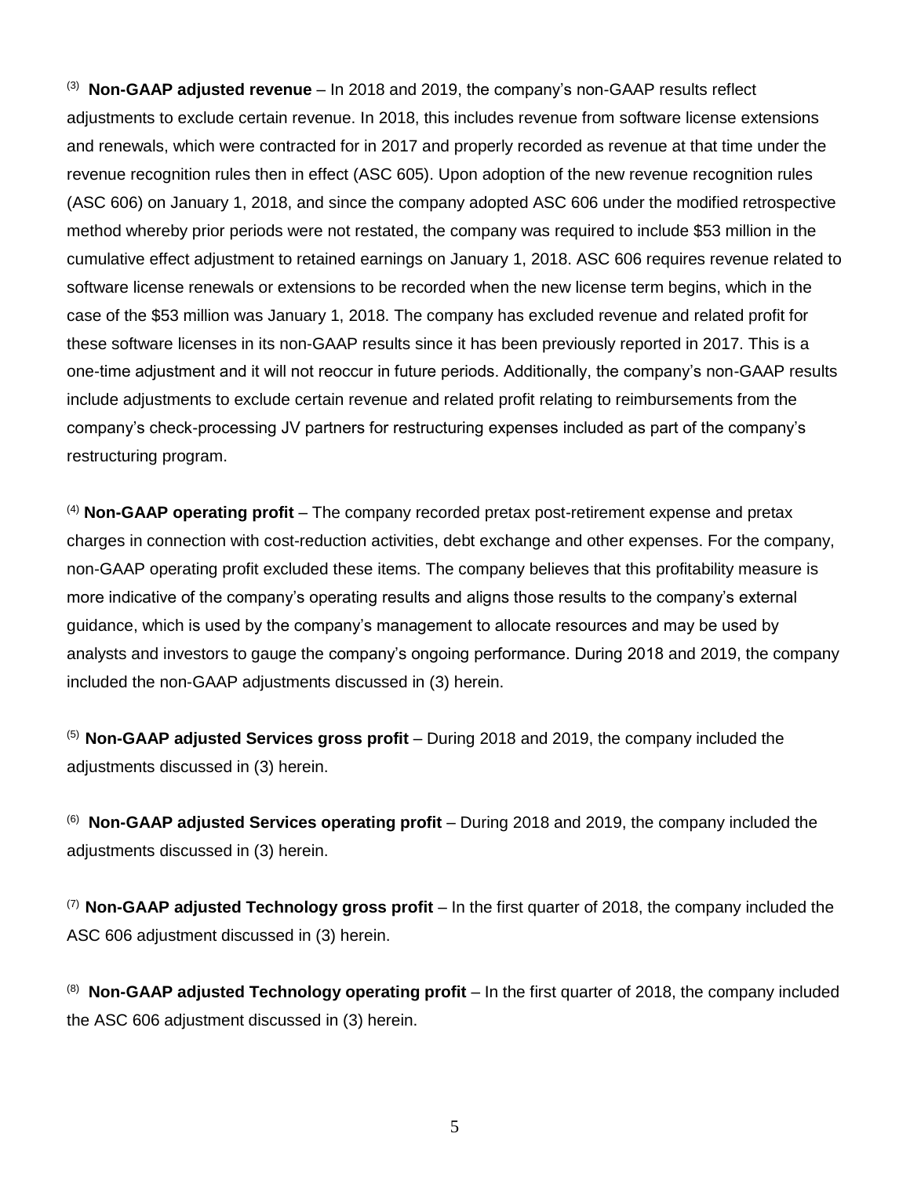[(3)] **Non-GAAP adjusted revenue** – In 2018 and 2019, the company's non-GAAP results reflect adjustments to exclude certain revenue. In 2018, this includes revenue from software license extensions and renewals, which were contracted for in 2017 and properly recorded as revenue at that time under the revenue recognition rules then in effect (ASC 605). Upon adoption of the new revenue recognition rules (ASC 606) on January 1, 2018, and since the company adopted ASC 606 under the modified retrospective method whereby prior periods were not restated, the company was required to include $53 million in the cumulative effect adjustment to retained earnings on January 1, 2018. ASC 606 requires revenue related to software license renewals or extensions to be recorded when the new license term begins, which in the case of the $53 million was January 1, 2018. The company has excluded revenue and related profit for these software licenses in its non-GAAP results since it has been previously reported in 2017. This is a one-time adjustment and it will not reoccur in future periods. Additionally, the company's non-GAAP results include adjustments to exclude certain revenue and related profit relating to reimbursements from the company's check-processing JV partners for restructuring expenses included as part of the company's restructuring program.

[(4)] **Non-GAAP operating profit** – The company recorded pretax post-retirement expense and pretax charges in connection with cost-reduction activities, debt exchange and other expenses. For the company, non-GAAP operating profit excluded these items. The company believes that this profitability measure is more indicative of the company's operating results and aligns those results to the company's external guidance, which is used by the company's management to allocate resources and may be used by analysts and investors to gauge the company's ongoing performance. During 2018 and 2019, the company included the non-GAAP adjustments discussed in (3) herein.

[(5)] **Non-GAAP adjusted Services gross profit** – During 2018 and 2019, the company included the adjustments discussed in (3) herein.

[(6)] **Non-GAAP adjusted Services operating profit** – During 2018 and 2019, the company included the adjustments discussed in (3) herein.

[(7)] **Non-GAAP adjusted Technology gross profit** – In the first quarter of 2018, the company included the ASC 606 adjustment discussed in (3) herein.

[(8)] **Non-GAAP adjusted Technology operating profit** – In the first quarter of 2018, the company included the ASC 606 adjustment discussed in (3) herein.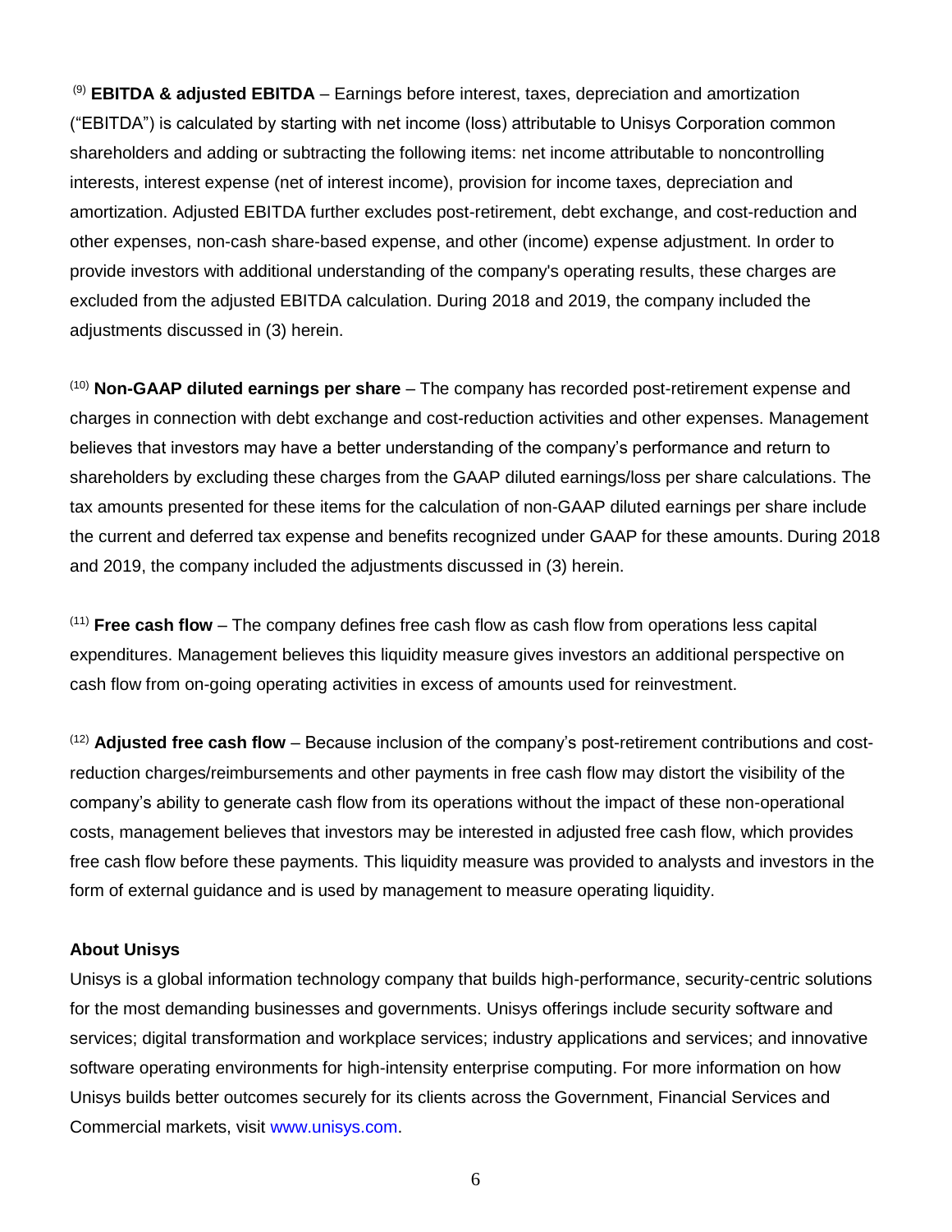[9] **EBITDA & adjusted EBITDA** – Earnings before interest, taxes, depreciation and amortization ("EBITDA") is calculated by starting with net income (loss) attributable to Unisys Corporation common shareholders and adding or subtracting the following items: net income attributable to noncontrolling interests, interest expense (net of interest income), provision for income taxes, depreciation and amortization. Adjusted EBITDA further excludes post-retirement, debt exchange, and cost-reduction and other expenses, non-cash share-based expense, and other (income) expense adjustment. In order to provide investors with additional understanding of the company's operating results, these charges are excluded from the adjusted EBITDA calculation. During 2018 and 2019, the company included the adjustments discussed in (3) herein.

[10] **Non-GAAP diluted earnings per share** – The company has recorded post-retirement expense and charges in connection with debt exchange and cost-reduction activities and other expenses. Management believes that investors may have a better understanding of the company's performance and return to shareholders by excluding these charges from the GAAP diluted earnings/loss per share calculations. The tax amounts presented for these items for the calculation of non-GAAP diluted earnings per share include the current and deferred tax expense and benefits recognized under GAAP for these amounts. During 2018 and 2019, the company included the adjustments discussed in (3) herein.

[11] **Free cash flow** – The company defines free cash flow as cash flow from operations less capital expenditures. Management believes this liquidity measure gives investors an additional perspective on cash flow from on-going operating activities in excess of amounts used for reinvestment.

[12] **Adjusted free cash flow** – Because inclusion of the company's post-retirement contributions and cost-reduction charges/reimbursements and other payments in free cash flow may distort the visibility of the company's ability to generate cash flow from its operations without the impact of these non-operational costs, management believes that investors may be interested in adjusted free cash flow, which provides free cash flow before these payments. This liquidity measure was provided to analysts and investors in the form of external guidance and is used by management to measure operating liquidity.

**About Unisys**

Unisys is a global information technology company that builds high-performance, security-centric solutions for the most demanding businesses and governments. Unisys offerings include security software and services; digital transformation and workplace services; industry applications and services; and innovative software operating environments for high-intensity enterprise computing. For more information on how Unisys builds better outcomes securely for its clients across the Government, Financial Services and Commercial markets, visit www.unisys.com.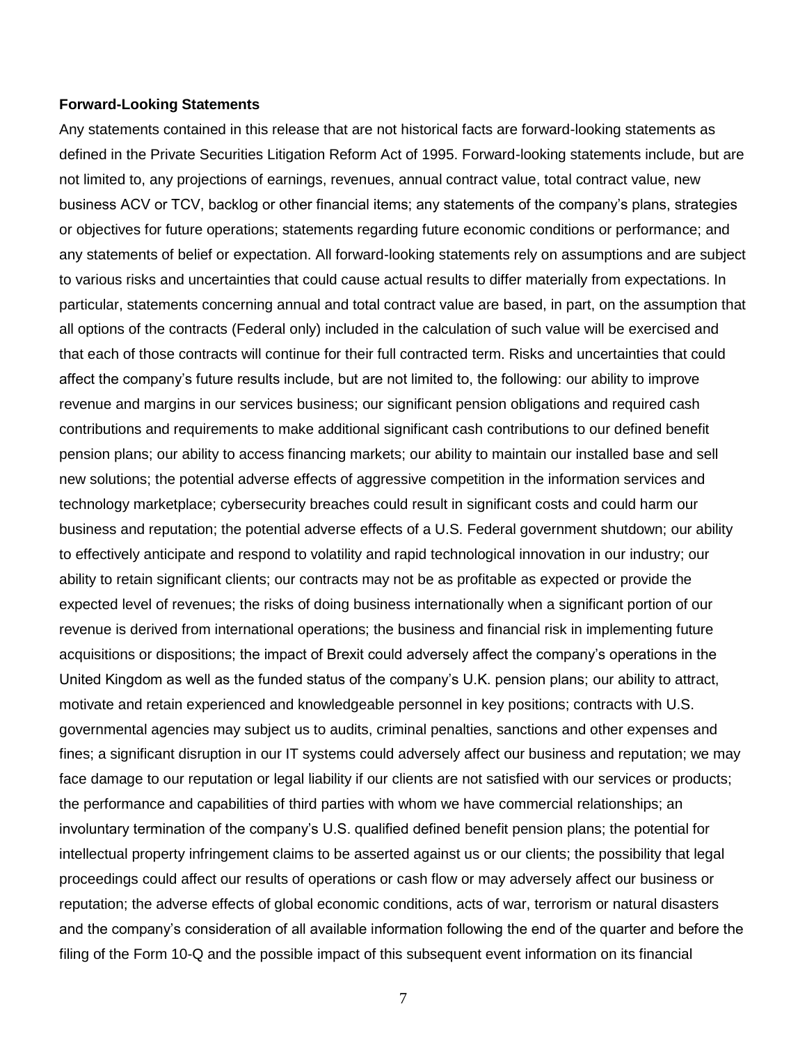**Forward-Looking Statements**

Any statements contained in this release that are not historical facts are forward-looking statements as defined in the Private Securities Litigation Reform Act of 1995. Forward-looking statements include, but are not limited to, any projections of earnings, revenues, annual contract value, total contract value, new business ACV or TCV, backlog or other financial items; any statements of the company's plans, strategies or objectives for future operations; statements regarding future economic conditions or performance; and any statements of belief or expectation. All forward-looking statements rely on assumptions and are subject to various risks and uncertainties that could cause actual results to differ materially from expectations. In particular, statements concerning annual and total contract value are based, in part, on the assumption that all options of the contracts (Federal only) included in the calculation of such value will be exercised and that each of those contracts will continue for their full contracted term. Risks and uncertainties that could affect the company's future results include, but are not limited to, the following: our ability to improve revenue and margins in our services business; our significant pension obligations and required cash contributions and requirements to make additional significant cash contributions to our defined benefit pension plans; our ability to access financing markets; our ability to maintain our installed base and sell new solutions; the potential adverse effects of aggressive competition in the information services and technology marketplace; cybersecurity breaches could result in significant costs and could harm our business and reputation; the potential adverse effects of a U.S. Federal government shutdown; our ability to effectively anticipate and respond to volatility and rapid technological innovation in our industry; our ability to retain significant clients; our contracts may not be as profitable as expected or provide the expected level of revenues; the risks of doing business internationally when a significant portion of our revenue is derived from international operations; the business and financial risk in implementing future acquisitions or dispositions; the impact of Brexit could adversely affect the company's operations in the United Kingdom as well as the funded status of the company's U.K. pension plans; our ability to attract, motivate and retain experienced and knowledgeable personnel in key positions; contracts with U.S. governmental agencies may subject us to audits, criminal penalties, sanctions and other expenses and fines; a significant disruption in our IT systems could adversely affect our business and reputation; we may face damage to our reputation or legal liability if our clients are not satisfied with our services or products; the performance and capabilities of third parties with whom we have commercial relationships; an involuntary termination of the company's U.S. qualified defined benefit pension plans; the potential for intellectual property infringement claims to be asserted against us or our clients; the possibility that legal proceedings could affect our results of operations or cash flow or may adversely affect our business or reputation; the adverse effects of global economic conditions, acts of war, terrorism or natural disasters and the company's consideration of all available information following the end of the quarter and before the filing of the Form 10-Q and the possible impact of this subsequent event information on its financial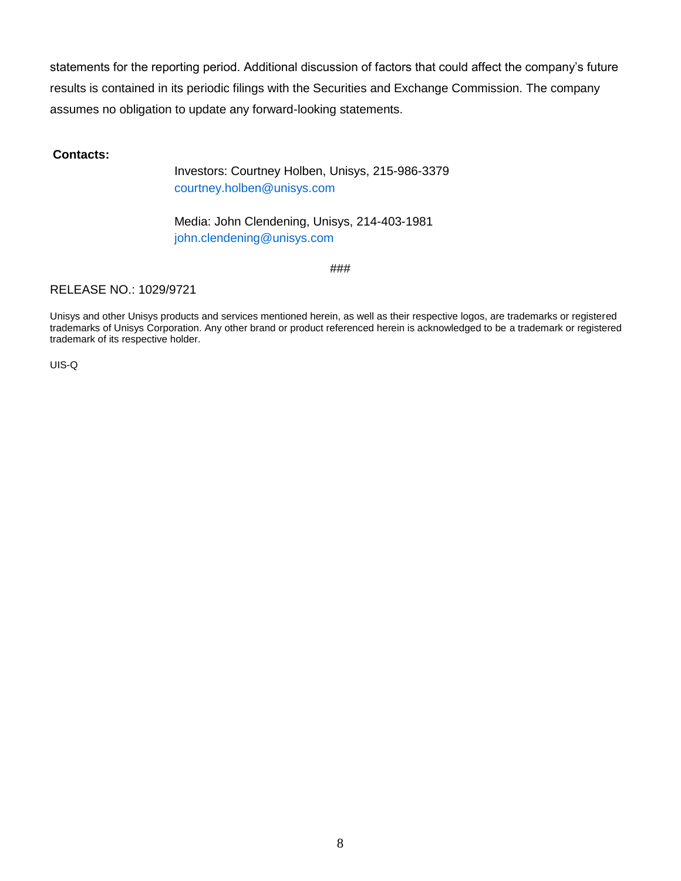statements for the reporting period. Additional discussion of factors that could affect the company's future results is contained in its periodic filings with the Securities and Exchange Commission. The company assumes no obligation to update any forward-looking statements.

**Contacts:**

Investors: Courtney Holben, Unisys, 215-986-3379
courtney.holben@unisys.com

Media: John Clendening, Unisys, 214-403-1981
john.clendening@unisys.com

###

RELEASE NO.: 1029/9721

Unisys and other Unisys products and services mentioned herein, as well as their respective logos, are trademarks or registered trademarks of Unisys Corporation. Any other brand or product referenced herein is acknowledged to be a trademark or registered trademark of its respective holder.

UIS-Q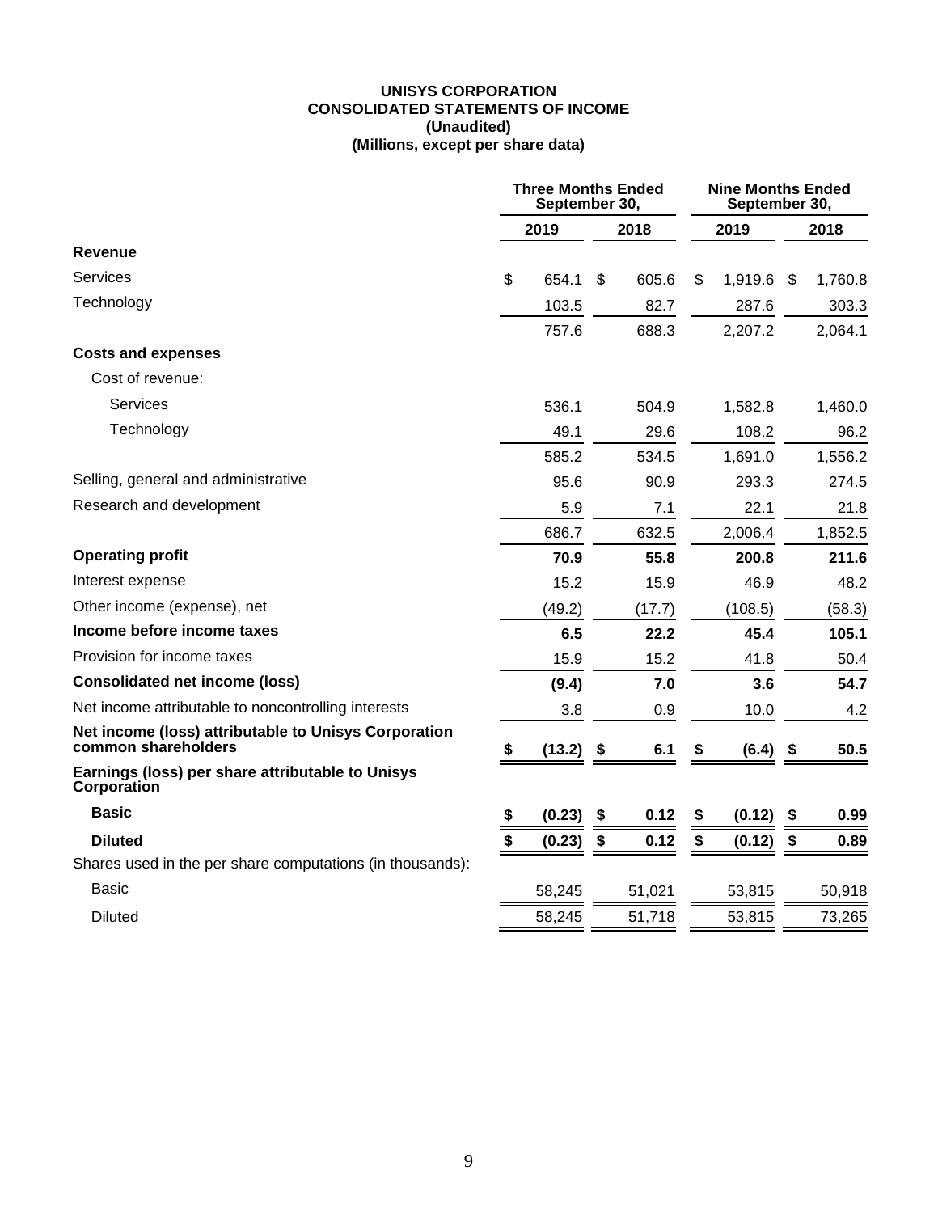**UNISYS CORPORATION**
**CONSOLIDATED STATEMENTS OF INCOME**
**(Unaudited)**
**(Millions, except per share data)**

| | Three Months Ended September 30, | | Nine Months Ended September 30, | |
|---|---|---|---|---|
| | 2019 | 2018 | 2019 | 2018 |
| **Revenue** | | | | |
| Services | $ 654.1 | $ 605.6 | $ 1,919.6 | $ 1,760.8 |
| Technology | 103.5 | 82.7 | 287.6 | 303.3 |
| | 757.6 | 688.3 | 2,207.2 | 2,064.1 |
| **Costs and expenses** | | | | |
| Cost of revenue: | | | | |
| Services | 536.1 | 504.9 | 1,582.8 | 1,460.0 |
| Technology | 49.1 | 29.6 | 108.2 | 96.2 |
| | 585.2 | 534.5 | 1,691.0 | 1,556.2 |
| Selling, general and administrative | 95.6 | 90.9 | 293.3 | 274.5 |
| Research and development | 5.9 | 7.1 | 22.1 | 21.8 |
| | 686.7 | 632.5 | 2,006.4 | 1,852.5 |
| **Operating profit** | **70.9** | **55.8** | **200.8** | **211.6** |
| Interest expense | 15.2 | 15.9 | 46.9 | 48.2 |
| Other income (expense), net | (49.2) | (17.7) | (108.5) | (58.3) |
| **Income before income taxes** | **6.5** | **22.2** | **45.4** | **105.1** |
| Provision for income taxes | 15.9 | 15.2 | 41.8 | 50.4 |
| **Consolidated net income (loss)** | **(9.4)** | **7.0** | **3.6** | **54.7** |
| Net income attributable to noncontrolling interests | 3.8 | 0.9 | 10.0 | 4.2 |
| **Net income (loss) attributable to Unisys Corporation common shareholders** | **$ (13.2)** | **$ 6.1** | **$ (6.4)** | **$ 50.5** |
| **Earnings (loss) per share attributable to Unisys Corporation** | | | | |
| **Basic** | **$ (0.23)** | **$ 0.12** | **$ (0.12)** | **$ 0.99** |
| **Diluted** | **$ (0.23)** | **$ 0.12** | **$ (0.12)** | **$ 0.89** |
| Shares used in the per share computations (in thousands): | | | | |
| Basic | 58,245 | 51,021 | 53,815 | 50,918 |
| Diluted | 58,245 | 51,718 | 53,815 | 73,265 |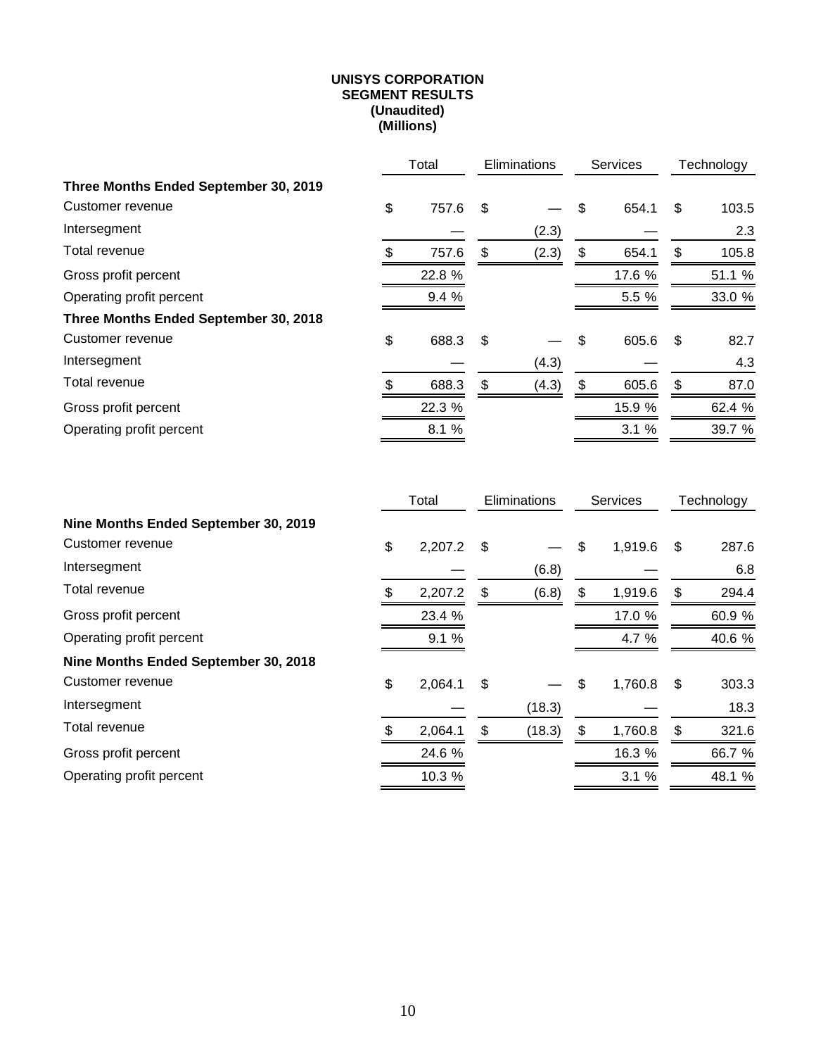**UNISYS CORPORATION**
**SEGMENT RESULTS**
**(Unaudited)**
**(Millions)**

| | Total | Eliminations | Services | Technology |
|---|---|---|---|---|
| **Three Months Ended September 30, 2019** | | | | |
| Customer revenue | $ 757.6 | $ — | $ 654.1 | $ 103.5 |
| Intersegment | — | (2.3) | — | 2.3 |
| Total revenue | $ 757.6 | $ (2.3) | $ 654.1 | $ 105.8 |
| Gross profit percent | 22.8 % | | 17.6 % | 51.1 % |
| Operating profit percent | 9.4 % | | 5.5 % | 33.0 % |
| **Three Months Ended September 30, 2018** | | | | |
| Customer revenue | $ 688.3 | $ — | $ 605.6 | $ 82.7 |
| Intersegment | — | (4.3) | — | 4.3 |
| Total revenue | $ 688.3 | $ (4.3) | $ 605.6 | $ 87.0 |
| Gross profit percent | 22.3 % | | 15.9 % | 62.4 % |
| Operating profit percent | 8.1 % | | 3.1 % | 39.7 % |

| | Total | Eliminations | Services | Technology |
|---|---|---|---|---|
| **Nine Months Ended September 30, 2019** | | | | |
| Customer revenue | $ 2,207.2 | $ — | $ 1,919.6 | $ 287.6 |
| Intersegment | — | (6.8) | — | 6.8 |
| Total revenue | $ 2,207.2 | $ (6.8) | $ 1,919.6 | $ 294.4 |
| Gross profit percent | 23.4 % | | 17.0 % | 60.9 % |
| Operating profit percent | 9.1 % | | 4.7 % | 40.6 % |
| **Nine Months Ended September 30, 2018** | | | | |
| Customer revenue | $ 2,064.1 | $ — | $ 1,760.8 | $ 303.3 |
| Intersegment | — | (18.3) | — | 18.3 |
| Total revenue | $ 2,064.1 | $ (18.3) | $ 1,760.8 | $ 321.6 |
| Gross profit percent | 24.6 % | | 16.3 % | 66.7 % |
| Operating profit percent | 10.3 % | | 3.1 % | 48.1 % |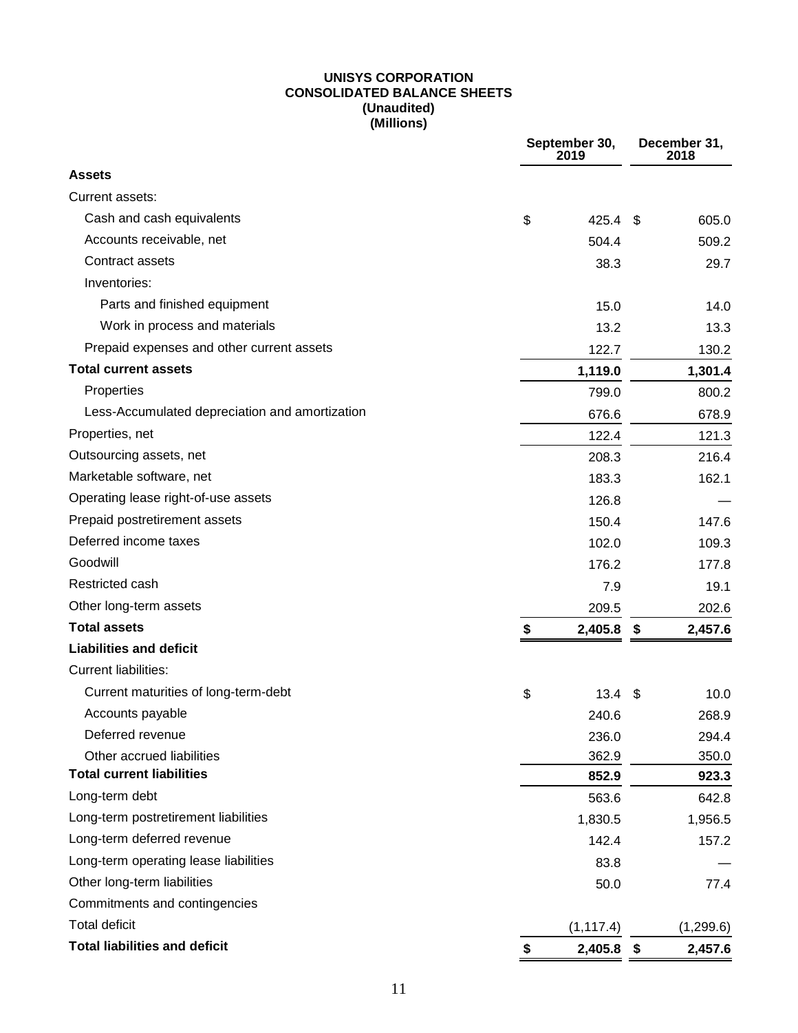**UNISYS CORPORATION**
**CONSOLIDATED BALANCE SHEETS**
**(Unaudited)**
**(Millions)**

| | September 30, 2019 | December 31, 2018 |
|---|---|---|
| **Assets** | | |
| Current assets: | | |
| Cash and cash equivalents | $ 425.4 | $ 605.0 |
| Accounts receivable, net | 504.4 | 509.2 |
| Contract assets | 38.3 | 29.7 |
| Inventories: | | |
| Parts and finished equipment | 15.0 | 14.0 |
| Work in process and materials | 13.2 | 13.3 |
| Prepaid expenses and other current assets | 122.7 | 130.2 |
| **Total current assets** | **1,119.0** | **1,301.4** |
| Properties | 799.0 | 800.2 |
| Less-Accumulated depreciation and amortization | 676.6 | 678.9 |
| Properties, net | 122.4 | 121.3 |
| Outsourcing assets, net | 208.3 | 216.4 |
| Marketable software, net | 183.3 | 162.1 |
| Operating lease right-of-use assets | 126.8 | — |
| Prepaid postretirement assets | 150.4 | 147.6 |
| Deferred income taxes | 102.0 | 109.3 |
| Goodwill | 176.2 | 177.8 |
| Restricted cash | 7.9 | 19.1 |
| Other long-term assets | 209.5 | 202.6 |
| **Total assets** | **$ 2,405.8** | **$ 2,457.6** |
| **Liabilities and deficit** | | |
| Current liabilities: | | |
| Current maturities of long-term-debt | $ 13.4 | $ 10.0 |
| Accounts payable | 240.6 | 268.9 |
| Deferred revenue | 236.0 | 294.4 |
| Other accrued liabilities | 362.9 | 350.0 |
| **Total current liabilities** | **852.9** | **923.3** |
| Long-term debt | 563.6 | 642.8 |
| Long-term postretirement liabilities | 1,830.5 | 1,956.5 |
| Long-term deferred revenue | 142.4 | 157.2 |
| Long-term operating lease liabilities | 83.8 | — |
| Other long-term liabilities | 50.0 | 77.4 |
| Commitments and contingencies | | |
| Total deficit | (1,117.4) | (1,299.6) |
| **Total liabilities and deficit** | **$ 2,405.8** | **$ 2,457.6** |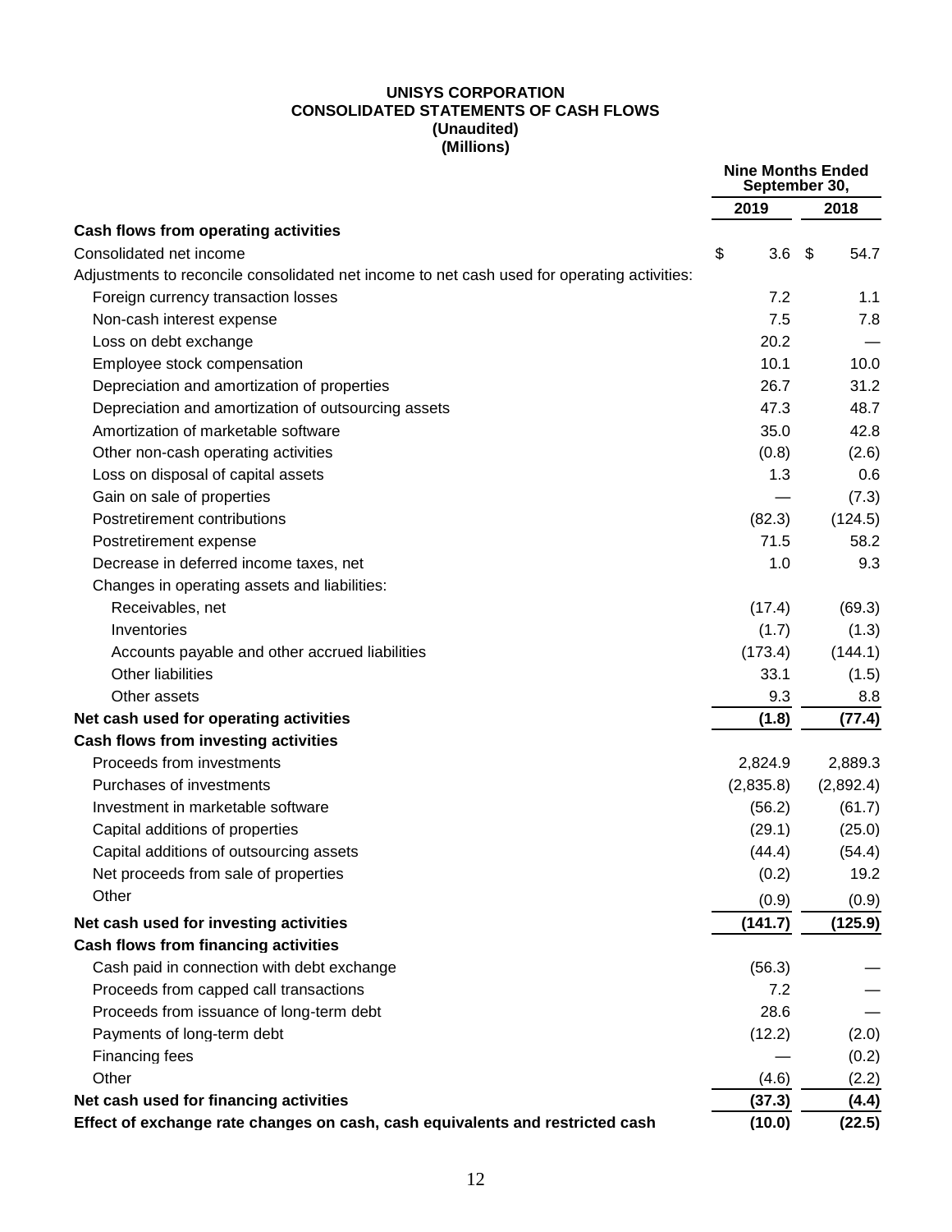**UNISYS CORPORATION**
**CONSOLIDATED STATEMENTS OF CASH FLOWS**
**(Unaudited)**
**(Millions)**

| | Nine Months Ended September 30, | |
|---|---|---|
| | 2019 | 2018 |
| **Cash flows from operating activities** | | |
| Consolidated net income | $ 3.6 | $ 54.7 |
| Adjustments to reconcile consolidated net income to net cash used for operating activities: | | |
| Foreign currency transaction losses | 7.2 | 1.1 |
| Non-cash interest expense | 7.5 | 7.8 |
| Loss on debt exchange | 20.2 | — |
| Employee stock compensation | 10.1 | 10.0 |
| Depreciation and amortization of properties | 26.7 | 31.2 |
| Depreciation and amortization of outsourcing assets | 47.3 | 48.7 |
| Amortization of marketable software | 35.0 | 42.8 |
| Other non-cash operating activities | (0.8) | (2.6) |
| Loss on disposal of capital assets | 1.3 | 0.6 |
| Gain on sale of properties | — | (7.3) |
| Postretirement contributions | (82.3) | (124.5) |
| Postretirement expense | 71.5 | 58.2 |
| Decrease in deferred income taxes, net | 1.0 | 9.3 |
| Changes in operating assets and liabilities: | | |
| Receivables, net | (17.4) | (69.3) |
| Inventories | (1.7) | (1.3) |
| Accounts payable and other accrued liabilities | (173.4) | (144.1) |
| Other liabilities | 33.1 | (1.5) |
| Other assets | 9.3 | 8.8 |
| **Net cash used for operating activities** | **(1.8)** | **(77.4)** |
| **Cash flows from investing activities** | | |
| Proceeds from investments | 2,824.9 | 2,889.3 |
| Purchases of investments | (2,835.8) | (2,892.4) |
| Investment in marketable software | (56.2) | (61.7) |
| Capital additions of properties | (29.1) | (25.0) |
| Capital additions of outsourcing assets | (44.4) | (54.4) |
| Net proceeds from sale of properties | (0.2) | 19.2 |
| Other | (0.9) | (0.9) |
| **Net cash used for investing activities** | **(141.7)** | **(125.9)** |
| **Cash flows from financing activities** | | |
| Cash paid in connection with debt exchange | (56.3) | — |
| Proceeds from capped call transactions | 7.2 | — |
| Proceeds from issuance of long-term debt | 28.6 | — |
| Payments of long-term debt | (12.2) | (2.0) |
| Financing fees | — | (0.2) |
| Other | (4.6) | (2.2) |
| **Net cash used for financing activities** | **(37.3)** | **(4.4)** |
| **Effect of exchange rate changes on cash, cash equivalents and restricted cash** | **(10.0)** | **(22.5)** |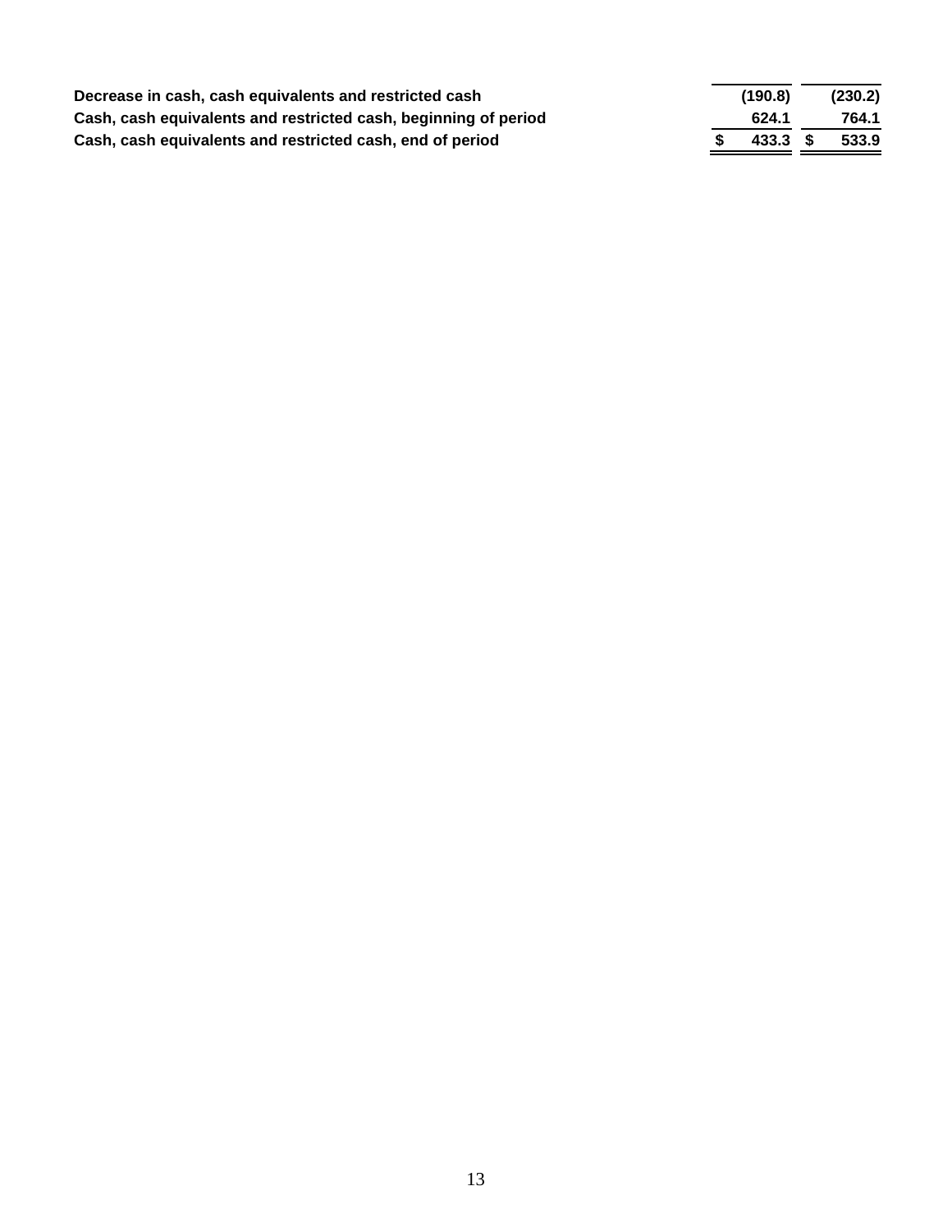| | | |
|---|---|---|
| **Decrease in cash, cash equivalents and restricted cash** | **(190.8)** | **(230.2)** |
| **Cash, cash equivalents and restricted cash, beginning of period** | **624.1** | **764.1** |
| **Cash, cash equivalents and restricted cash, end of period** | **$ 433.3** | **$ 533.9** |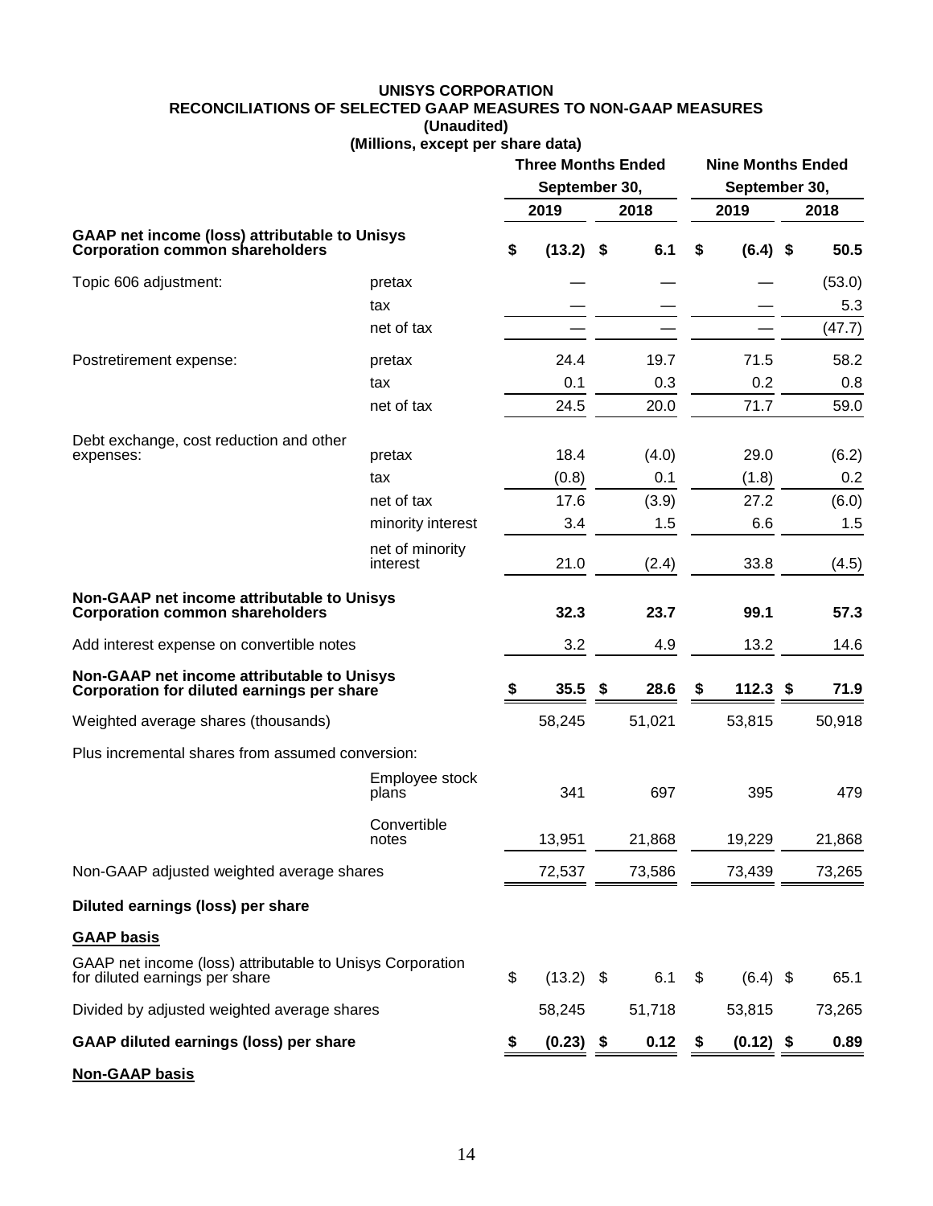**UNISYS CORPORATION**
**RECONCILIATIONS OF SELECTED GAAP MEASURES TO NON-GAAP MEASURES**
**(Unaudited)**
**(Millions, except per share data)**

| | | Three Months Ended September 30, | | Nine Months Ended September 30, | |
|---|---|---|---|---|---|
| | | 2019 | 2018 | 2019 | 2018 |
| **GAAP net income (loss) attributable to Unisys Corporation common shareholders** | | **$ (13.2)** | **$ 6.1** | **$ (6.4)** | **$ 50.5** |
| Topic 606 adjustment: | pretax | — | — | — | (53.0) |
| | tax | — | — | — | 5.3 |
| | net of tax | — | — | — | (47.7) |
| Postretirement expense: | pretax | 24.4 | 19.7 | 71.5 | 58.2 |
| | tax | 0.1 | 0.3 | 0.2 | 0.8 |
| | net of tax | 24.5 | 20.0 | 71.7 | 59.0 |
| Debt exchange, cost reduction and other expenses: | pretax | 18.4 | (4.0) | 29.0 | (6.2) |
| | tax | (0.8) | 0.1 | (1.8) | 0.2 |
| | net of tax | 17.6 | (3.9) | 27.2 | (6.0) |
| | minority interest | 3.4 | 1.5 | 6.6 | 1.5 |
| | net of minority interest | 21.0 | (2.4) | 33.8 | (4.5) |
| **Non-GAAP net income attributable to Unisys Corporation common shareholders** | | **32.3** | **23.7** | **99.1** | **57.3** |
| Add interest expense on convertible notes | | 3.2 | 4.9 | 13.2 | 14.6 |
| **Non-GAAP net income attributable to Unisys Corporation for diluted earnings per share** | | **$ 35.5** | **$ 28.6** | **$ 112.3** | **$ 71.9** |
| Weighted average shares (thousands) | | 58,245 | 51,021 | 53,815 | 50,918 |
| Plus incremental shares from assumed conversion: | | | | | |
| | Employee stock plans | 341 | 697 | 395 | 479 |
| | Convertible notes | 13,951 | 21,868 | 19,229 | 21,868 |
| Non-GAAP adjusted weighted average shares | | 72,537 | 73,586 | 73,439 | 73,265 |
| **Diluted earnings (loss) per share** | | | | | |
| **GAAP basis** | | | | | |
| GAAP net income (loss) attributable to Unisys Corporation for diluted earnings per share | | $ (13.2) | $ 6.1 | $ (6.4) | $ 65.1 |
| Divided by adjusted weighted average shares | | 58,245 | 51,718 | 53,815 | 73,265 |
| **GAAP diluted earnings (loss) per share** | | **$ (0.23)** | **$ 0.12** | **$ (0.12)** | **$ 0.89** |

**Non-GAAP basis**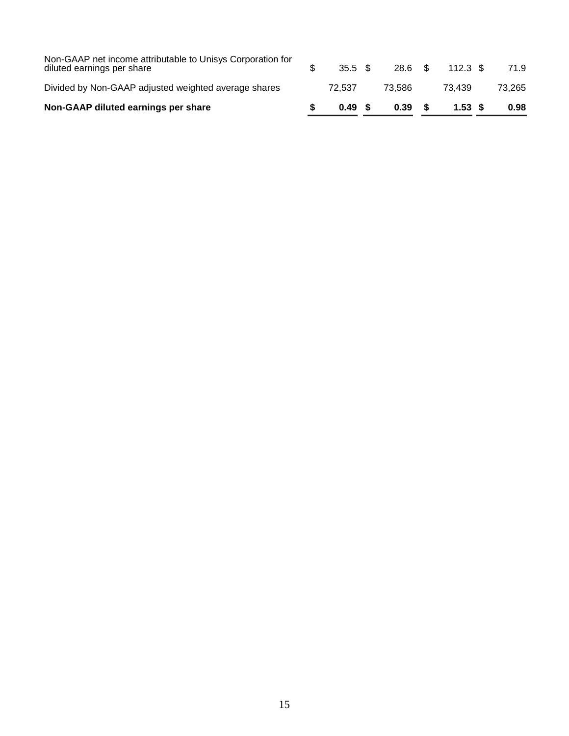| | | | | |
|---|---|---|---|---|
| Non-GAAP net income attributable to Unisys Corporation for diluted earnings per share | $ 35.5 | $ 28.6 | $ 112.3 | $ 71.9 |
| Divided by Non-GAAP adjusted weighted average shares | 72,537 | 73,586 | 73,439 | 73,265 |
| **Non-GAAP diluted earnings per share** | **$ 0.49** | **$ 0.39** | **$ 1.53** | **$ 0.98** |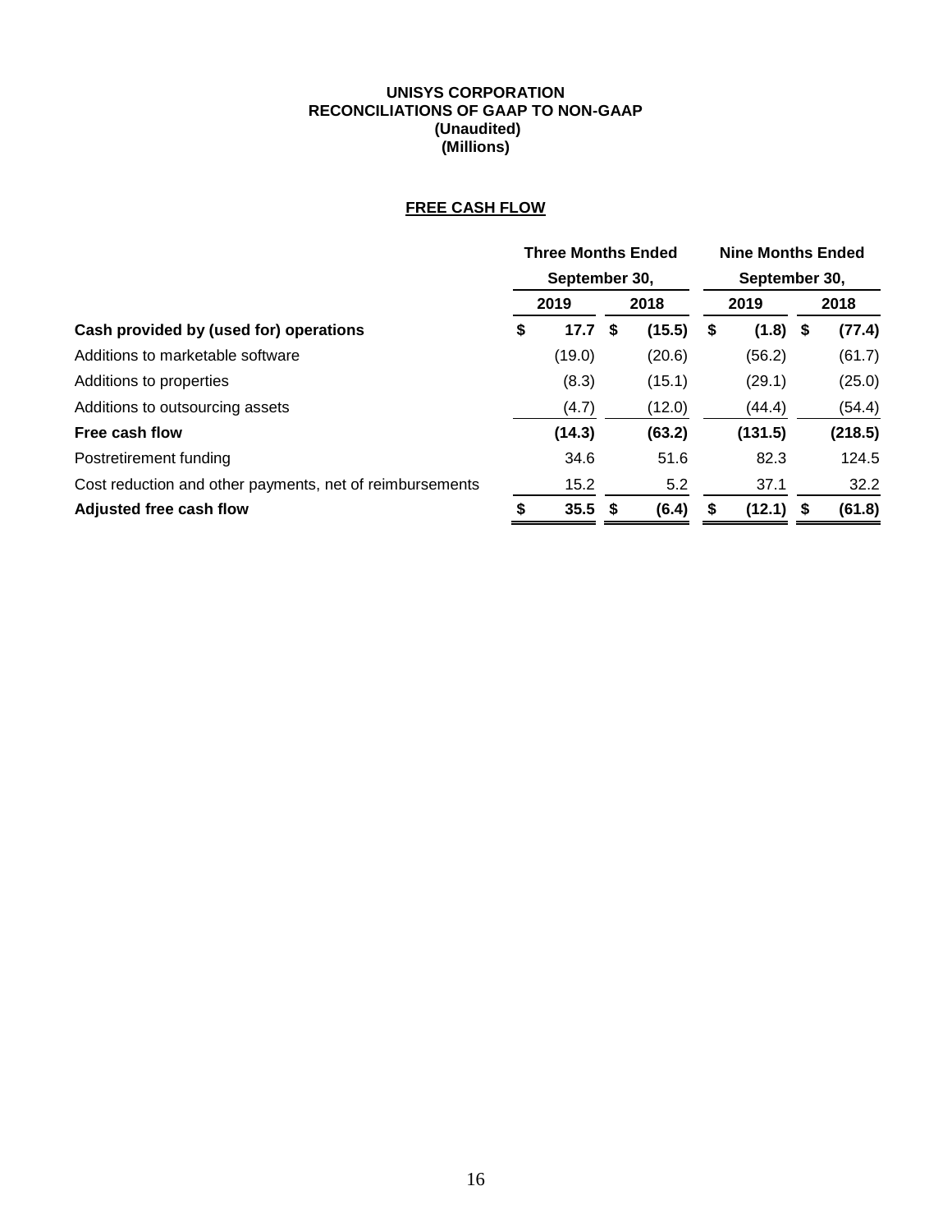**UNISYS CORPORATION**
**RECONCILIATIONS OF GAAP TO NON-GAAP**
**(Unaudited)**
**(Millions)**

**FREE CASH FLOW**

| | Three Months Ended September 30, | | Nine Months Ended September 30, | |
|---|---|---|---|---|
| | 2019 | 2018 | 2019 | 2018 |
| **Cash provided by (used for) operations** | **$ 17.7** | **$ (15.5)** | **$ (1.8)** | **$ (77.4)** |
| Additions to marketable software | (19.0) | (20.6) | (56.2) | (61.7) |
| Additions to properties | (8.3) | (15.1) | (29.1) | (25.0) |
| Additions to outsourcing assets | (4.7) | (12.0) | (44.4) | (54.4) |
| **Free cash flow** | **(14.3)** | **(63.2)** | **(131.5)** | **(218.5)** |
| Postretirement funding | 34.6 | 51.6 | 82.3 | 124.5 |
| Cost reduction and other payments, net of reimbursements | 15.2 | 5.2 | 37.1 | 32.2 |
| **Adjusted free cash flow** | **$ 35.5** | **$ (6.4)** | **$ (12.1)** | **$ (61.8)** |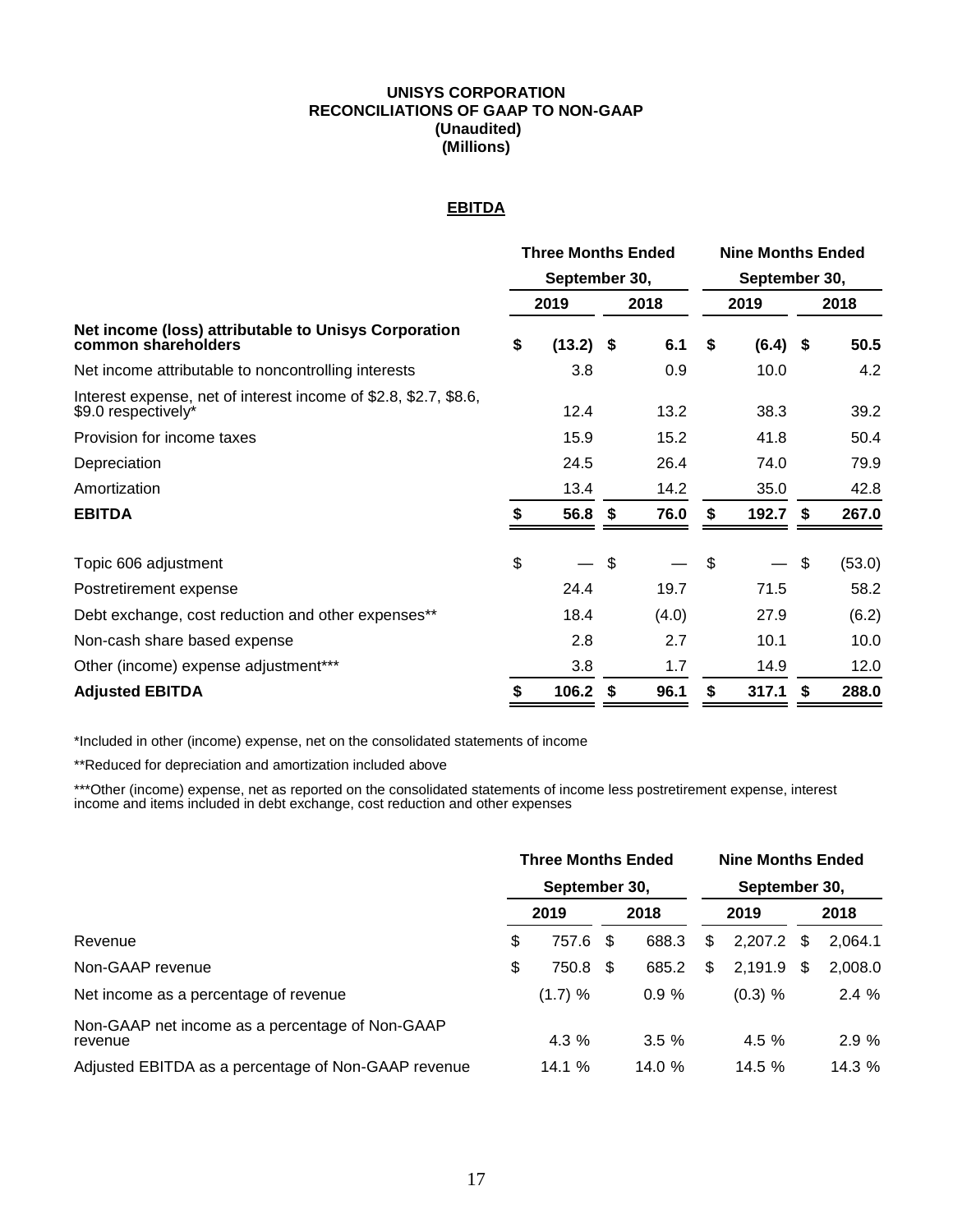**UNISYS CORPORATION**
**RECONCILIATIONS OF GAAP TO NON-GAAP**
**(Unaudited)**
**(Millions)**

## EBITDA

| | Three Months Ended September 30, | | Nine Months Ended September 30, | |
|---|---|---|---|---|
| | **2019** | **2018** | **2019** | **2018** |
| **Net income (loss) attributable to Unisys Corporation common shareholders** | **$ (13.2)** | **$ 6.1** | **$ (6.4)** | **$ 50.5** |
| Net income attributable to noncontrolling interests | 3.8 | 0.9 | 10.0 | 4.2 |
| Interest expense, net of interest income of $2.8, $2.7, $8.6, $9.0 respectively* | 12.4 | 13.2 | 38.3 | 39.2 |
| Provision for income taxes | 15.9 | 15.2 | 41.8 | 50.4 |
| Depreciation | 24.5 | 26.4 | 74.0 | 79.9 |
| Amortization | 13.4 | 14.2 | 35.0 | 42.8 |
| **EBITDA** | **$ 56.8** | **$ 76.0** | **$ 192.7** | **$ 267.0** |
| | | | | |
| Topic 606 adjustment | $ — | $ — | $ — | $ (53.0) |
| Postretirement expense | 24.4 | 19.7 | 71.5 | 58.2 |
| Debt exchange, cost reduction and other expenses** | 18.4 | (4.0) | 27.9 | (6.2) |
| Non-cash share based expense | 2.8 | 2.7 | 10.1 | 10.0 |
| Other (income) expense adjustment*** | 3.8 | 1.7 | 14.9 | 12.0 |
| **Adjusted EBITDA** | **$ 106.2** | **$ 96.1** | **$ 317.1** | **$ 288.0** |

*Included in other (income) expense, net on the consolidated statements of income

**Reduced for depreciation and amortization included above

***Other (income) expense, net as reported on the consolidated statements of income less postretirement expense, interest income and items included in debt exchange, cost reduction and other expenses

| | Three Months Ended September 30, | | Nine Months Ended September 30, | |
|---|---|---|---|---|
| | **2019** | **2018** | **2019** | **2018** |
| Revenue | $ 757.6 | $ 688.3 | $ 2,207.2 | $ 2,064.1 |
| Non-GAAP revenue | $ 750.8 | $ 685.2 | $ 2,191.9 | $ 2,008.0 |
| Net income as a percentage of revenue | (1.7) % | 0.9 % | (0.3) % | 2.4 % |
| Non-GAAP net income as a percentage of Non-GAAP revenue | 4.3 % | 3.5 % | 4.5 % | 2.9 % |
| Adjusted EBITDA as a percentage of Non-GAAP revenue | 14.1 % | 14.0 % | 14.5 % | 14.3 % |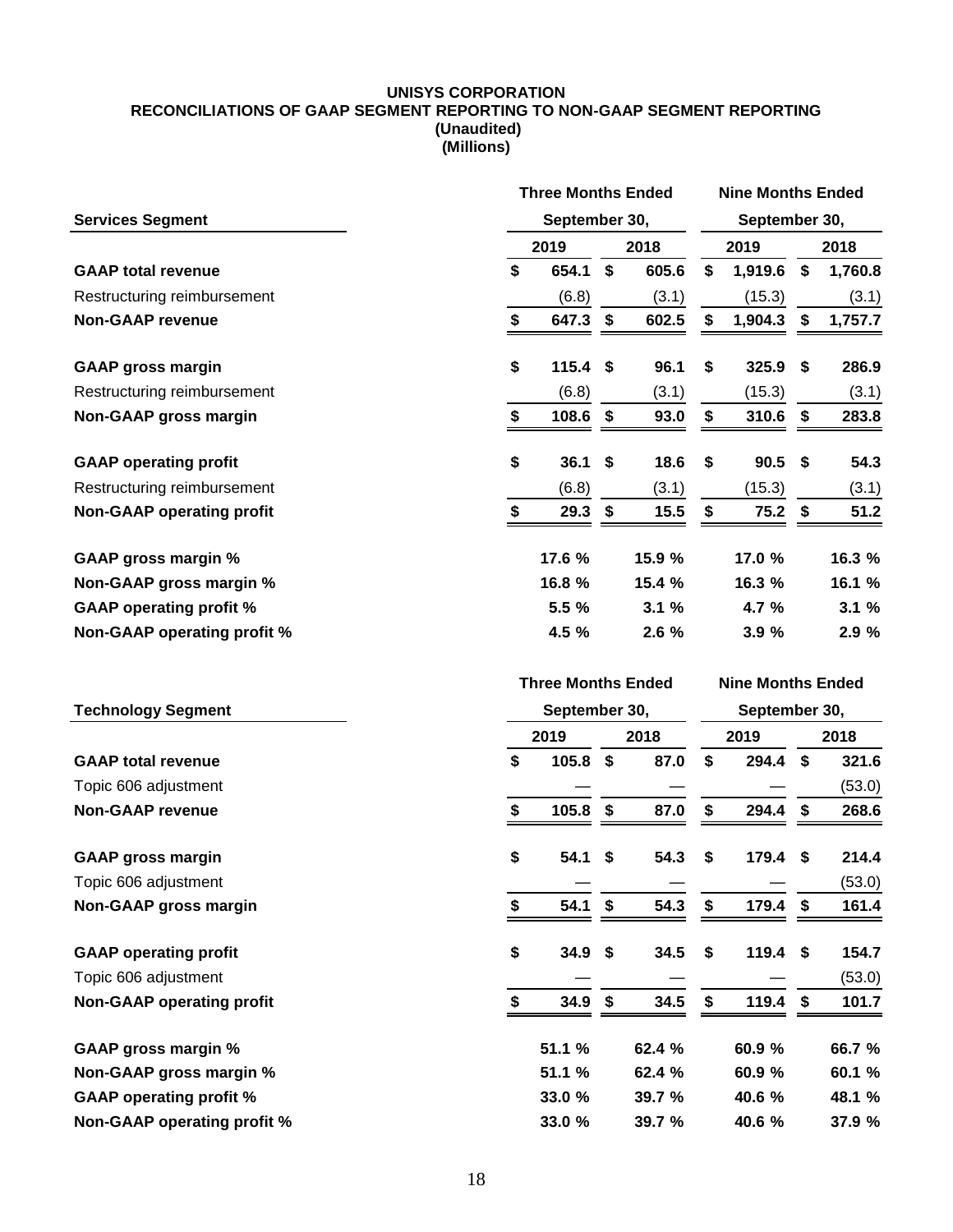**UNISYS CORPORATION**
**RECONCILIATIONS OF GAAP SEGMENT REPORTING TO NON-GAAP SEGMENT REPORTING**
**(Unaudited)**
**(Millions)**

| Services Segment | Three Months Ended September 30, 2019 | Three Months Ended September 30, 2018 | Nine Months Ended September 30, 2019 | Nine Months Ended September 30, 2018 |
|---|---|---|---|---|
| **GAAP total revenue** | $ 654.1 | $ 605.6 | $ 1,919.6 | $ 1,760.8 |
| Restructuring reimbursement | (6.8) | (3.1) | (15.3) | (3.1) |
| **Non-GAAP revenue** | $ 647.3 | $ 602.5 | $ 1,904.3 | $ 1,757.7 |
| | | | | |
| **GAAP gross margin** | $ 115.4 | $ 96.1 | $ 325.9 | $ 286.9 |
| Restructuring reimbursement | (6.8) | (3.1) | (15.3) | (3.1) |
| **Non-GAAP gross margin** | $ 108.6 | $ 93.0 | $ 310.6 | $ 283.8 |
| | | | | |
| **GAAP operating profit** | $ 36.1 | $ 18.6 | $ 90.5 | $ 54.3 |
| Restructuring reimbursement | (6.8) | (3.1) | (15.3) | (3.1) |
| **Non-GAAP operating profit** | $ 29.3 | $ 15.5 | $ 75.2 | $ 51.2 |
| | | | | |
| **GAAP gross margin %** | 17.6 % | 15.9 % | 17.0 % | 16.3 % |
| **Non-GAAP gross margin %** | 16.8 % | 15.4 % | 16.3 % | 16.1 % |
| **GAAP operating profit %** | 5.5 % | 3.1 % | 4.7 % | 3.1 % |
| **Non-GAAP operating profit %** | 4.5 % | 2.6 % | 3.9 % | 2.9 % |

| Technology Segment | Three Months Ended September 30, 2019 | Three Months Ended September 30, 2018 | Nine Months Ended September 30, 2019 | Nine Months Ended September 30, 2018 |
|---|---|---|---|---|
| **GAAP total revenue** | $ 105.8 | $ 87.0 | $ 294.4 | $ 321.6 |
| Topic 606 adjustment | — | — | — | (53.0) |
| **Non-GAAP revenue** | $ 105.8 | $ 87.0 | $ 294.4 | $ 268.6 |
| | | | | |
| **GAAP gross margin** | $ 54.1 | $ 54.3 | $ 179.4 | $ 214.4 |
| Topic 606 adjustment | — | — | — | (53.0) |
| **Non-GAAP gross margin** | $ 54.1 | $ 54.3 | $ 179.4 | $ 161.4 |
| | | | | |
| **GAAP operating profit** | $ 34.9 | $ 34.5 | $ 119.4 | $ 154.7 |
| Topic 606 adjustment | — | — | — | (53.0) |
| **Non-GAAP operating profit** | $ 34.9 | $ 34.5 | $ 119.4 | $ 101.7 |
| | | | | |
| **GAAP gross margin %** | 51.1 % | 62.4 % | 60.9 % | 66.7 % |
| **Non-GAAP gross margin %** | 51.1 % | 62.4 % | 60.9 % | 60.1 % |
| **GAAP operating profit %** | 33.0 % | 39.7 % | 40.6 % | 48.1 % |
| **Non-GAAP operating profit %** | 33.0 % | 39.7 % | 40.6 % | 37.9 % |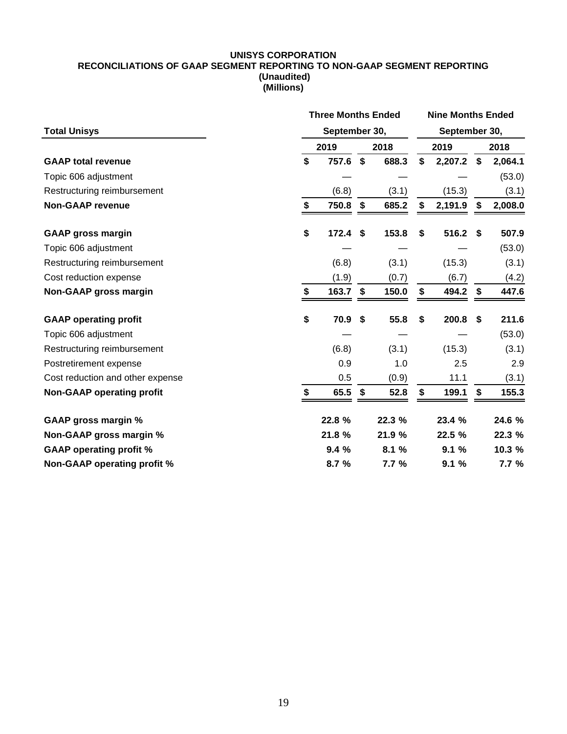**UNISYS CORPORATION**
**RECONCILIATIONS OF GAAP SEGMENT REPORTING TO NON-GAAP SEGMENT REPORTING**
**(Unaudited)**
**(Millions)**

| | Three Months Ended September 30, | | Nine Months Ended September 30, | |
|---|---|---|---|---|
| **Total Unisys** | 2019 | 2018 | 2019 | 2018 |
| **GAAP total revenue** | $ 757.6 | $ 688.3 | $ 2,207.2 | $ 2,064.1 |
| Topic 606 adjustment | — | — | — | (53.0) |
| Restructuring reimbursement | (6.8) | (3.1) | (15.3) | (3.1) |
| **Non-GAAP revenue** | $ 750.8 | $ 685.2 | $ 2,191.9 | $ 2,008.0 |
| | | | | |
| **GAAP gross margin** | $ 172.4 | $ 153.8 | $ 516.2 | $ 507.9 |
| Topic 606 adjustment | — | — | — | (53.0) |
| Restructuring reimbursement | (6.8) | (3.1) | (15.3) | (3.1) |
| Cost reduction expense | (1.9) | (0.7) | (6.7) | (4.2) |
| **Non-GAAP gross margin** | $ 163.7 | $ 150.0 | $ 494.2 | $ 447.6 |
| | | | | |
| **GAAP operating profit** | $ 70.9 | $ 55.8 | $ 200.8 | $ 211.6 |
| Topic 606 adjustment | — | — | — | (53.0) |
| Restructuring reimbursement | (6.8) | (3.1) | (15.3) | (3.1) |
| Postretirement expense | 0.9 | 1.0 | 2.5 | 2.9 |
| Cost reduction and other expense | 0.5 | (0.9) | 11.1 | (3.1) |
| **Non-GAAP operating profit** | $ 65.5 | $ 52.8 | $ 199.1 | $ 155.3 |
| | | | | |
| **GAAP gross margin %** | 22.8 % | 22.3 % | 23.4 % | 24.6 % |
| **Non-GAAP gross margin %** | 21.8 % | 21.9 % | 22.5 % | 22.3 % |
| **GAAP operating profit %** | 9.4 % | 8.1 % | 9.1 % | 10.3 % |
| **Non-GAAP operating profit %** | 8.7 % | 7.7 % | 9.1 % | 7.7 % |